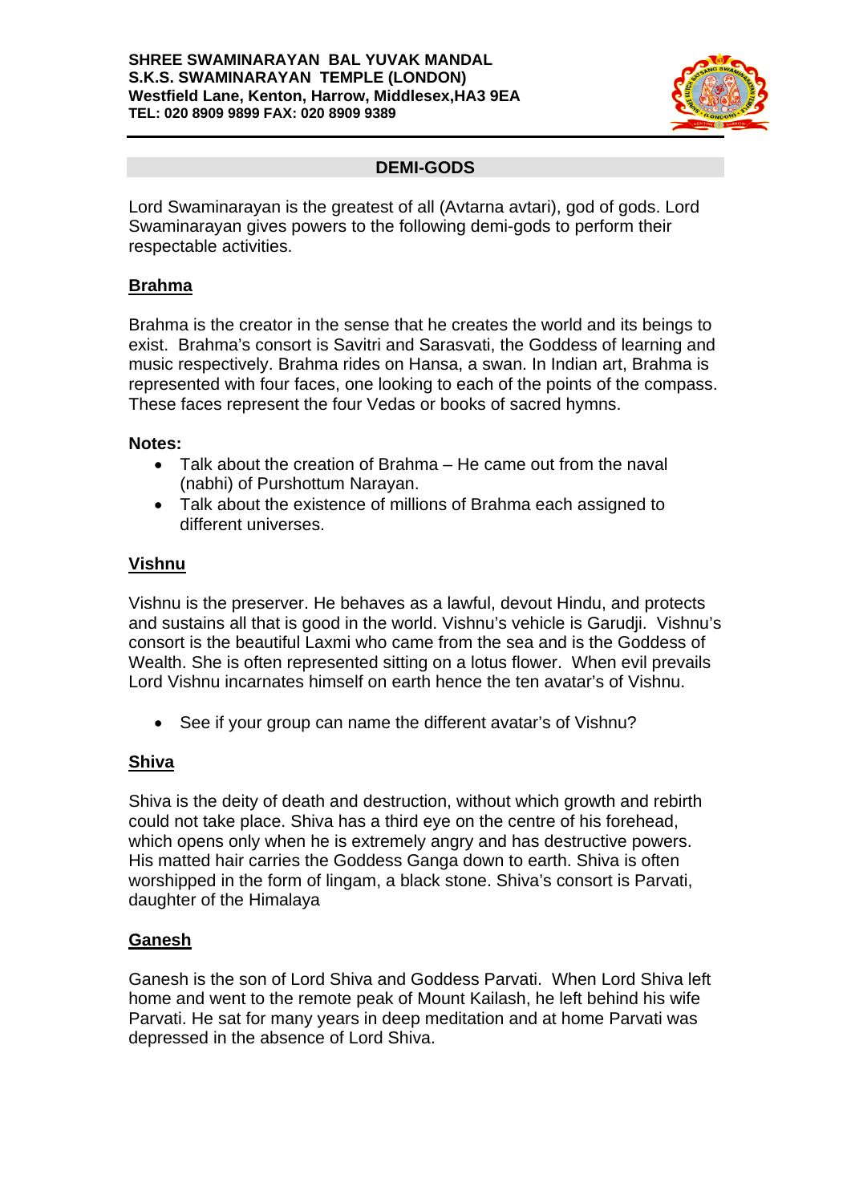**SHREE SWAMINARAYAN BAL YUVAK MANDAL**
**S.K.S. SWAMINARAYAN TEMPLE (LONDON)**
**Westfield Lane, Kenton, Harrow, Middlesex,HA3 9EA**
**TEL: 020 8909 9899 FAX: 020 8909 9389**

## DEMI-GODS

Lord Swaminarayan is the greatest of all (Avtarna avtari), god of gods. Lord Swaminarayan gives powers to the following demi-gods to perform their respectable activities.

### Brahma

Brahma is the creator in the sense that he creates the world and its beings to exist. Brahma's consort is Savitri and Sarasvati, the Goddess of learning and music respectively. Brahma rides on Hansa, a swan. In Indian art, Brahma is represented with four faces, one looking to each of the points of the compass. These faces represent the four Vedas or books of sacred hymns.

**Notes:**

- Talk about the creation of Brahma – He came out from the naval (nabhi) of Purshottum Narayan.
- Talk about the existence of millions of Brahma each assigned to different universes.

### Vishnu

Vishnu is the preserver. He behaves as a lawful, devout Hindu, and protects and sustains all that is good in the world. Vishnu's vehicle is Garudji. Vishnu's consort is the beautiful Laxmi who came from the sea and is the Goddess of Wealth. She is often represented sitting on a lotus flower. When evil prevails Lord Vishnu incarnates himself on earth hence the ten avatar's of Vishnu.

- See if your group can name the different avatar's of Vishnu?

### Shiva

Shiva is the deity of death and destruction, without which growth and rebirth could not take place. Shiva has a third eye on the centre of his forehead, which opens only when he is extremely angry and has destructive powers. His matted hair carries the Goddess Ganga down to earth. Shiva is often worshipped in the form of lingam, a black stone. Shiva's consort is Parvati, daughter of the Himalaya

### Ganesh

Ganesh is the son of Lord Shiva and Goddess Parvati. When Lord Shiva left home and went to the remote peak of Mount Kailash, he left behind his wife Parvati. He sat for many years in deep meditation and at home Parvati was depressed in the absence of Lord Shiva.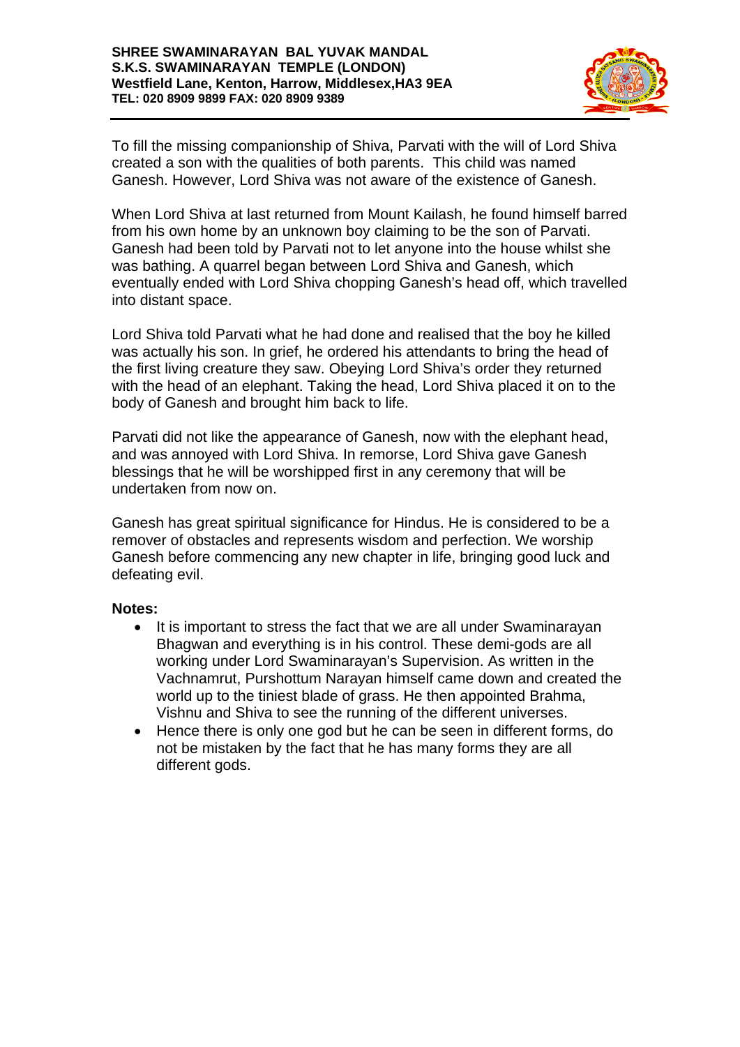To fill the missing companionship of Shiva, Parvati with the will of Lord Shiva created a son with the qualities of both parents. This child was named Ganesh. However, Lord Shiva was not aware of the existence of Ganesh.

When Lord Shiva at last returned from Mount Kailash, he found himself barred from his own home by an unknown boy claiming to be the son of Parvati. Ganesh had been told by Parvati not to let anyone into the house whilst she was bathing. A quarrel began between Lord Shiva and Ganesh, which eventually ended with Lord Shiva chopping Ganesh's head off, which travelled into distant space.

Lord Shiva told Parvati what he had done and realised that the boy he killed was actually his son. In grief, he ordered his attendants to bring the head of the first living creature they saw. Obeying Lord Shiva's order they returned with the head of an elephant. Taking the head, Lord Shiva placed it on to the body of Ganesh and brought him back to life.

Parvati did not like the appearance of Ganesh, now with the elephant head, and was annoyed with Lord Shiva. In remorse, Lord Shiva gave Ganesh blessings that he will be worshipped first in any ceremony that will be undertaken from now on.

Ganesh has great spiritual significance for Hindus. He is considered to be a remover of obstacles and represents wisdom and perfection. We worship Ganesh before commencing any new chapter in life, bringing good luck and defeating evil.

**Notes:**

- It is important to stress the fact that we are all under Swaminarayan Bhagwan and everything is in his control. These demi-gods are all working under Lord Swaminarayan's Supervision. As written in the Vachnamrut, Purshottum Narayan himself came down and created the world up to the tiniest blade of grass. He then appointed Brahma, Vishnu and Shiva to see the running of the different universes.
- Hence there is only one god but he can be seen in different forms, do not be mistaken by the fact that he has many forms they are all different gods.